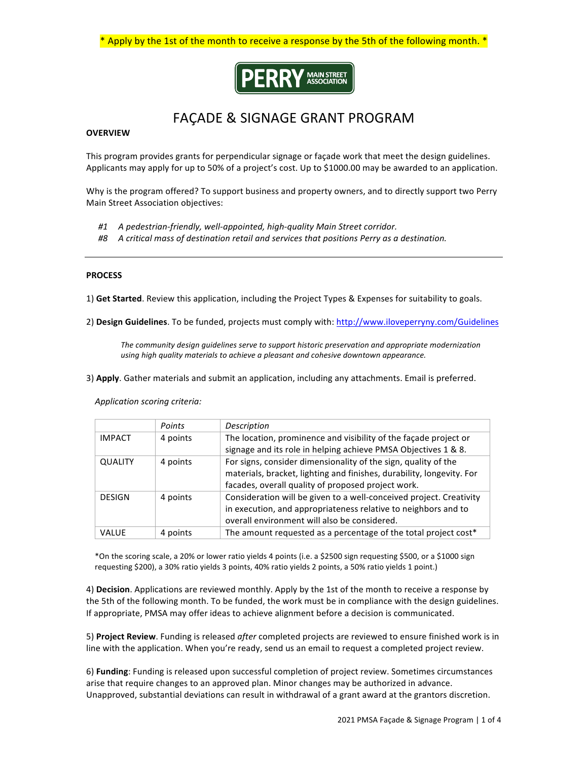\* Apply by the 1st of the month to receive a response by the 5th of the following month. \*

PERRY MAIN STREET ASSOCIATION

# FAÇADE & SIGNAGE GRANT PROGRAM

**OVERVIEW**

This program provides grants for perpendicular signage or façade work that meet the design guidelines. Applicants may apply for up to 50% of a project's cost. Up to $1000.00 may be awarded to an application.

Why is the program offered? To support business and property owners, and to directly support two Perry Main Street Association objectives:

*#1 A pedestrian-friendly, well-appointed, high-quality Main Street corridor.*
*#8 A critical mass of destination retail and services that positions Perry as a destination.*

---

**PROCESS**

1) **Get Started**. Review this application, including the Project Types & Expenses for suitability to goals.

2) **Design Guidelines**. To be funded, projects must comply with: [http://www.iloveperryny.com/Guidelines](http://www.iloveperryny.com/Guidelines)

> *The community design guidelines serve to support historic preservation and appropriate modernization using high quality materials to achieve a pleasant and cohesive downtown appearance.*

3) **Apply**. Gather materials and submit an application, including any attachments. Email is preferred.

*Application scoring criteria:*

| | *Points* | *Description* |
|---|---|---|
| IMPACT | 4 points | The location, prominence and visibility of the façade project or signage and its role in helping achieve PMSA Objectives 1 & 8. |
| QUALITY | 4 points | For signs, consider dimensionality of the sign, quality of the materials, bracket, lighting and finishes, durability, longevity. For facades, overall quality of proposed project work. |
| DESIGN | 4 points | Consideration will be given to a well-conceived project. Creativity in execution, and appropriateness relative to neighbors and to overall environment will also be considered. |
| VALUE | 4 points | The amount requested as a percentage of the total project cost* |

*On the scoring scale, a 20% or lower ratio yields 4 points (i.e. a $2500 sign requesting $500, or a $1000 sign requesting $200), a 30% ratio yields 3 points, 40% ratio yields 2 points, a 50% ratio yields 1 point.)

4) **Decision**. Applications are reviewed monthly. Apply by the 1st of the month to receive a response by the 5th of the following month. To be funded, the work must be in compliance with the design guidelines. If appropriate, PMSA may offer ideas to achieve alignment before a decision is communicated.

5) **Project Review**. Funding is released *after* completed projects are reviewed to ensure finished work is in line with the application. When you're ready, send us an email to request a completed project review.

6) **Funding**: Funding is released upon successful completion of project review. Sometimes circumstances arise that require changes to an approved plan. Minor changes may be authorized in advance. Unapproved, substantial deviations can result in withdrawal of a grant award at the grantors discretion.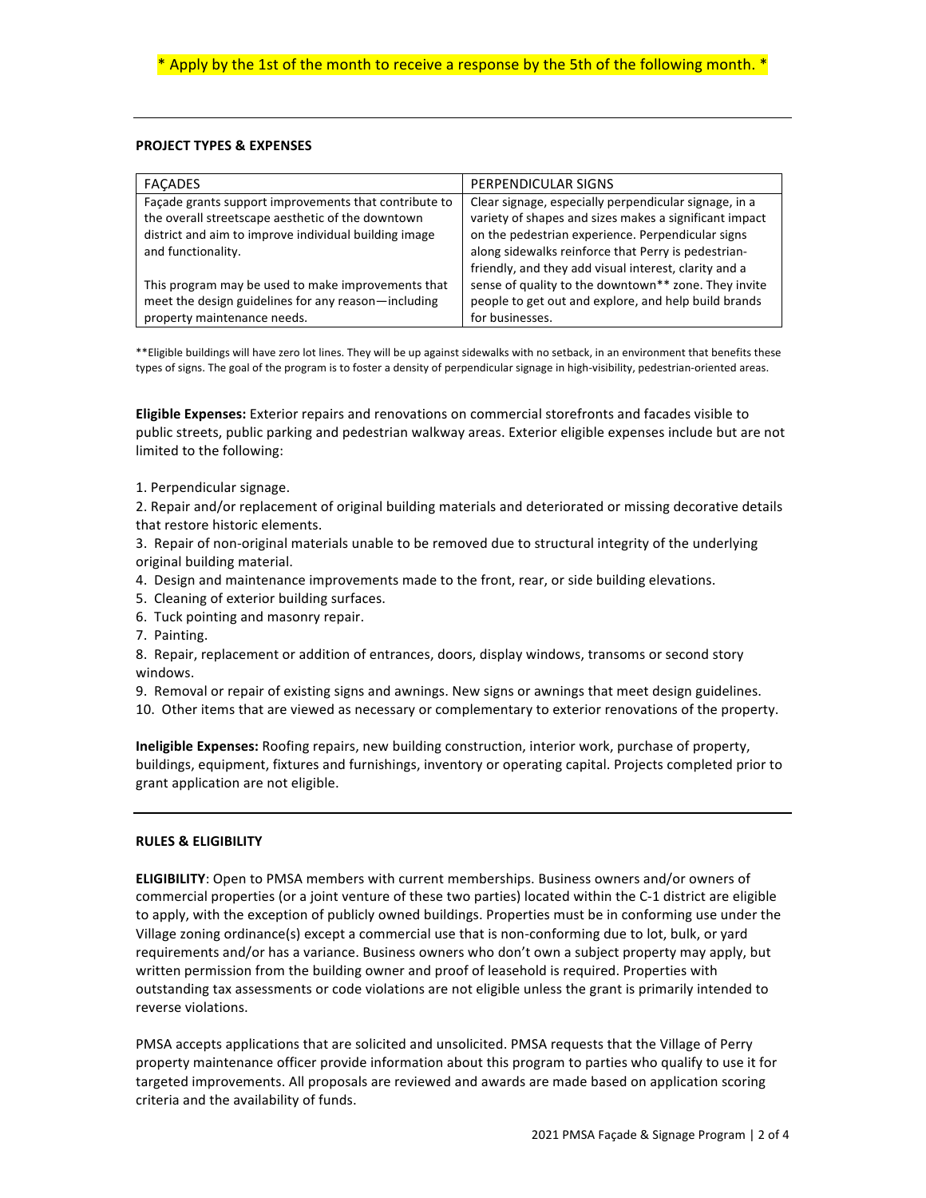\* Apply by the 1st of the month to receive a response by the 5th of the following month. \*

---

**PROJECT TYPES & EXPENSES**

| FAÇADES | PERPENDICULAR SIGNS |
|---|---|
| Façade grants support improvements that contribute to the overall streetscape aesthetic of the downtown district and aim to improve individual building image and functionality.<br><br>This program may be used to make improvements that meet the design guidelines for any reason—including property maintenance needs. | Clear signage, especially perpendicular signage, in a variety of shapes and sizes makes a significant impact on the pedestrian experience. Perpendicular signs along sidewalks reinforce that Perry is pedestrian-friendly, and they add visual interest, clarity and a sense of quality to the downtown** zone. They invite people to get out and explore, and help build brands for businesses. |

**Eligible buildings will have zero lot lines. They will be up against sidewalks with no setback, in an environment that benefits these types of signs. The goal of the program is to foster a density of perpendicular signage in high-visibility, pedestrian-oriented areas.

**Eligible Expenses:** Exterior repairs and renovations on commercial storefronts and facades visible to public streets, public parking and pedestrian walkway areas. Exterior eligible expenses include but are not limited to the following:

1. Perpendicular signage.
2. Repair and/or replacement of original building materials and deteriorated or missing decorative details that restore historic elements.
3. Repair of non-original materials unable to be removed due to structural integrity of the underlying original building material.
4. Design and maintenance improvements made to the front, rear, or side building elevations.
5. Cleaning of exterior building surfaces.
6. Tuck pointing and masonry repair.
7. Painting.
8. Repair, replacement or addition of entrances, doors, display windows, transoms or second story windows.
9. Removal or repair of existing signs and awnings. New signs or awnings that meet design guidelines.
10. Other items that are viewed as necessary or complementary to exterior renovations of the property.

**Ineligible Expenses:** Roofing repairs, new building construction, interior work, purchase of property, buildings, equipment, fixtures and furnishings, inventory or operating capital. Projects completed prior to grant application are not eligible.

---

**RULES & ELIGIBILITY**

**ELIGIBILITY**: Open to PMSA members with current memberships. Business owners and/or owners of commercial properties (or a joint venture of these two parties) located within the C-1 district are eligible to apply, with the exception of publicly owned buildings. Properties must be in conforming use under the Village zoning ordinance(s) except a commercial use that is non-conforming due to lot, bulk, or yard requirements and/or has a variance. Business owners who don't own a subject property may apply, but written permission from the building owner and proof of leasehold is required. Properties with outstanding tax assessments or code violations are not eligible unless the grant is primarily intended to reverse violations.

PMSA accepts applications that are solicited and unsolicited. PMSA requests that the Village of Perry property maintenance officer provide information about this program to parties who qualify to use it for targeted improvements. All proposals are reviewed and awards are made based on application scoring criteria and the availability of funds.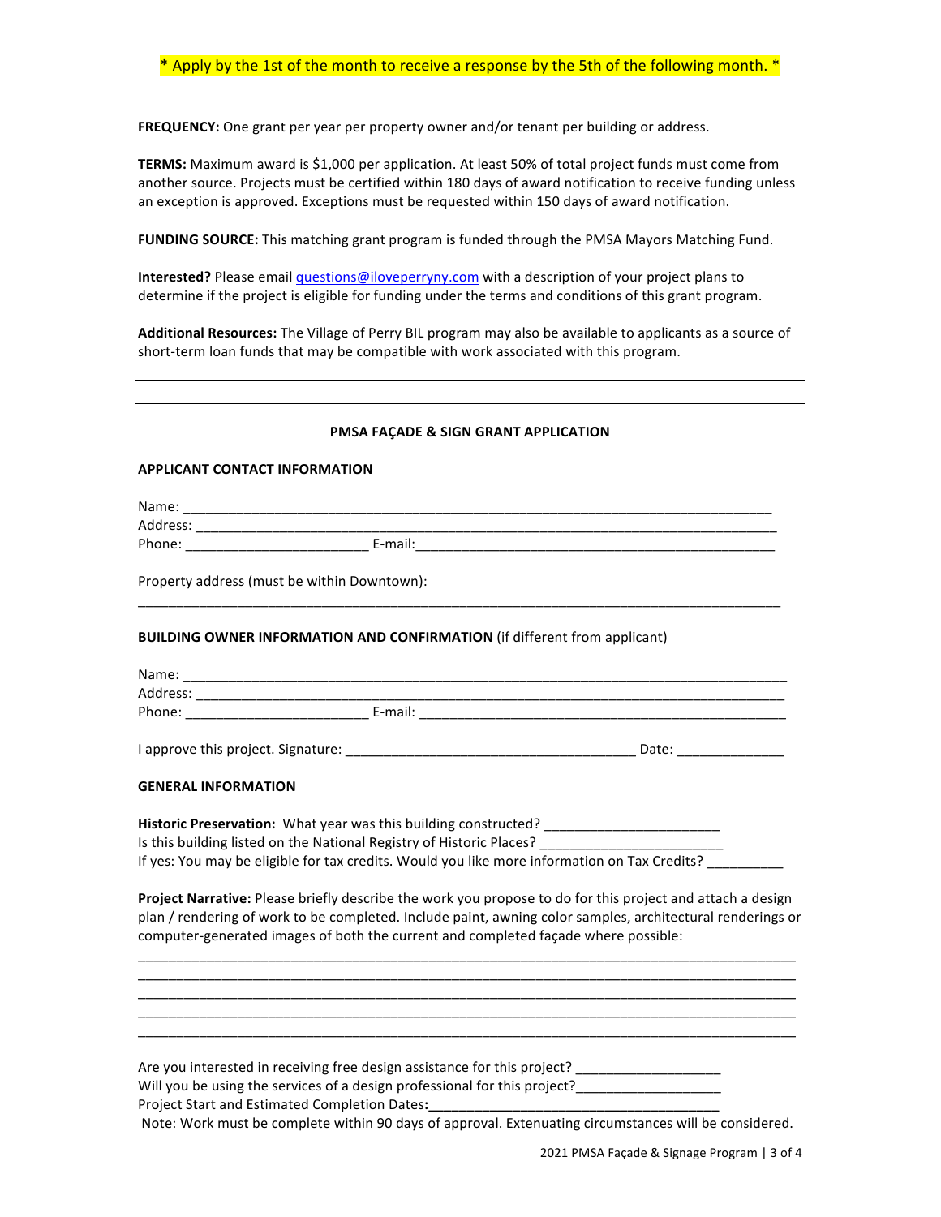\* Apply by the 1st of the month to receive a response by the 5th of the following month. \*

**FREQUENCY:** One grant per year per property owner and/or tenant per building or address.

**TERMS:** Maximum award is $1,000 per application. At least 50% of total project funds must come from another source. Projects must be certified within 180 days of award notification to receive funding unless an exception is approved. Exceptions must be requested within 150 days of award notification.

**FUNDING SOURCE:** This matching grant program is funded through the PMSA Mayors Matching Fund.

**Interested?** Please email questions@iloveperryny.com with a description of your project plans to determine if the project is eligible for funding under the terms and conditions of this grant program.

**Additional Resources:** The Village of Perry BIL program may also be available to applicants as a source of short-term loan funds that may be compatible with work associated with this program.

---

## PMSA FAÇADE & SIGN GRANT APPLICATION

### APPLICANT CONTACT INFORMATION

Name: ____________________________________________________________________________

Address: __________________________________________________________________________

Phone: ______________________ E-mail:_____________________________________________

Property address (must be within Downtown):

_________________________________________________________________________________

### BUILDING OWNER INFORMATION AND CONFIRMATION (if different from applicant)

Name: ____________________________________________________________________________

Address: __________________________________________________________________________

Phone: ______________________ E-mail: _____________________________________________

I approve this project. Signature: ___________________________________ Date: _____________

### GENERAL INFORMATION

**Historic Preservation:** What year was this building constructed? ______________________

Is this building listed on the National Registry of Historic Places? ______________________

If yes: You may be eligible for tax credits. Would you like more information on Tax Credits? _________

**Project Narrative:** Please briefly describe the work you propose to do for this project and attach a design plan / rendering of work to be completed. Include paint, awning color samples, architectural renderings or computer-generated images of both the current and completed façade where possible:

_________________________________________________________________________________

_________________________________________________________________________________

_________________________________________________________________________________

_________________________________________________________________________________

_________________________________________________________________________________

Are you interested in receiving free design assistance for this project? __________________

Will you be using the services of a design professional for this project?__________________

Project Start and Estimated Completion Dates:**_____________________________________**

Note: Work must be complete within 90 days of approval. Extenuating circumstances will be considered.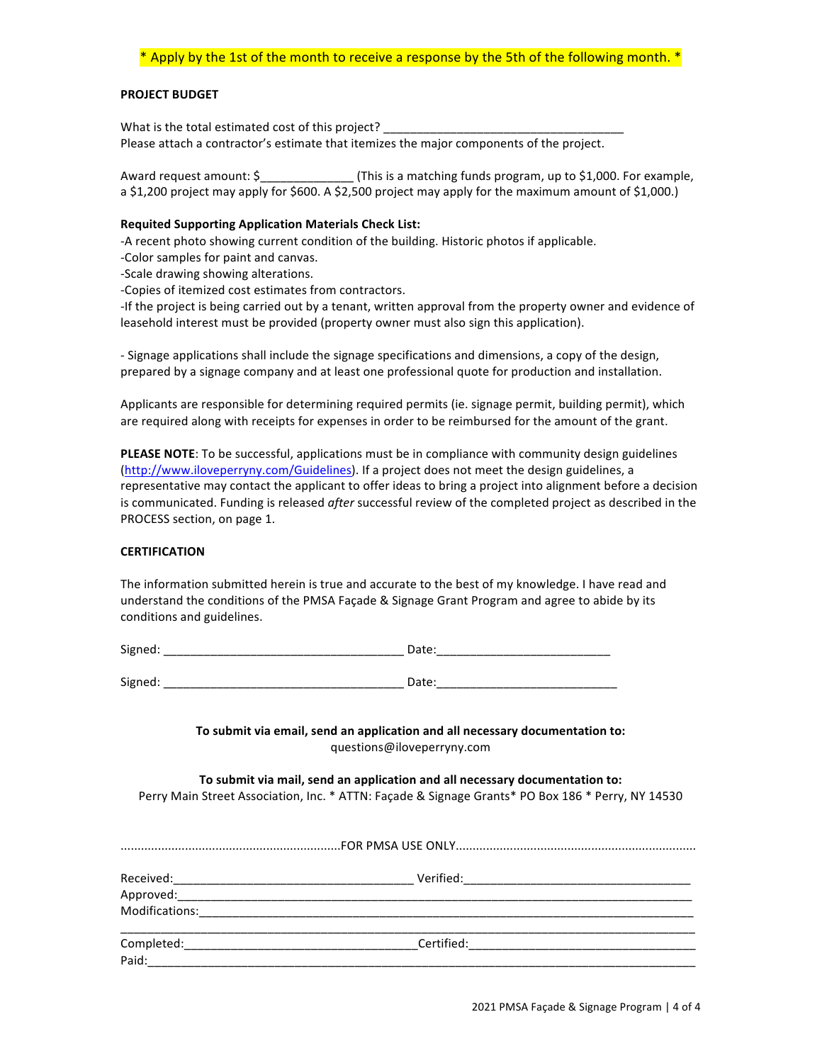\* Apply by the 1st of the month to receive a response by the 5th of the following month. \*

**PROJECT BUDGET**

What is the total estimated cost of this project? ___________________________________
Please attach a contractor's estimate that itemizes the major components of the project.

Award request amount: $______________ (This is a matching funds program, up to $1,000. For example, a $1,200 project may apply for $600. A $2,500 project may apply for the maximum amount of $1,000.)

**Requited Supporting Application Materials Check List:**

-A recent photo showing current condition of the building. Historic photos if applicable.
-Color samples for paint and canvas.
-Scale drawing showing alterations.
-Copies of itemized cost estimates from contractors.
-If the project is being carried out by a tenant, written approval from the property owner and evidence of leasehold interest must be provided (property owner must also sign this application).

- Signage applications shall include the signage specifications and dimensions, a copy of the design, prepared by a signage company and at least one professional quote for production and installation.

Applicants are responsible for determining required permits (ie. signage permit, building permit), which are required along with receipts for expenses in order to be reimbursed for the amount of the grant.

**PLEASE NOTE**: To be successful, applications must be in compliance with community design guidelines (http://www.iloveperryny.com/Guidelines). If a project does not meet the design guidelines, a representative may contact the applicant to offer ideas to bring a project into alignment before a decision is communicated. Funding is released *after* successful review of the completed project as described in the PROCESS section, on page 1.

**CERTIFICATION**

The information submitted herein is true and accurate to the best of my knowledge. I have read and understand the conditions of the PMSA Façade & Signage Grant Program and agree to abide by its conditions and guidelines.

Signed: ___________________________________ Date:__________________________

Signed: ___________________________________ Date:___________________________

**To submit via email, send an application and all necessary documentation to:**
questions@iloveperryny.com

**To submit via mail, send an application and all necessary documentation to:**
Perry Main Street Association, Inc. \* ATTN: Façade & Signage Grants\* PO Box 186 \* Perry, NY 14530

................................................................FOR PMSA USE ONLY......................................................................

Received:___________________________________ Verified:_________________________________
Approved:_________________________________________________________________________
Modifications:______________________________________________________________________
________________________________________________________________________________
Completed:_________________________________Certified:_________________________________
Paid:______________________________________________________________________________